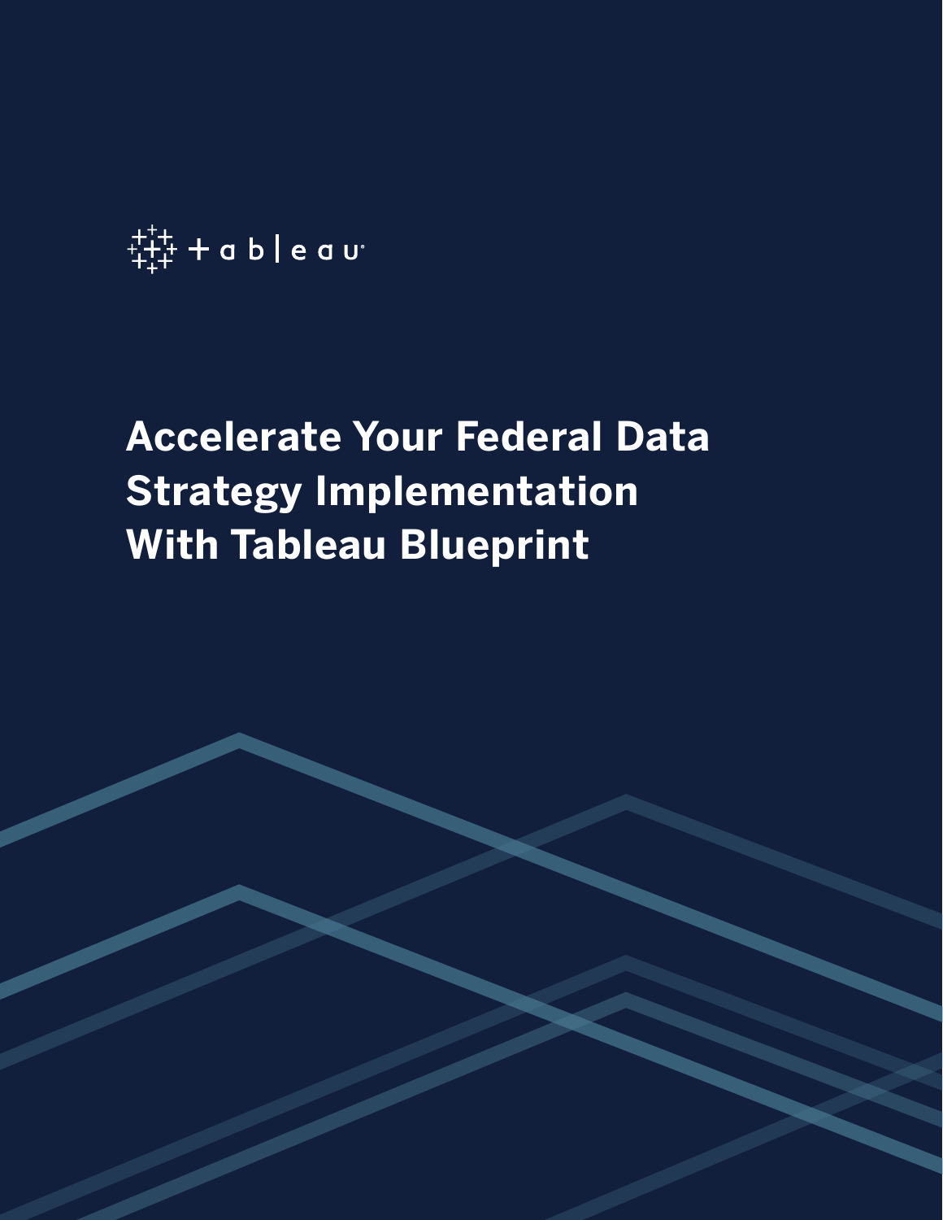tableau

# Accelerate Your Federal Data Strategy Implementation With Tableau Blueprint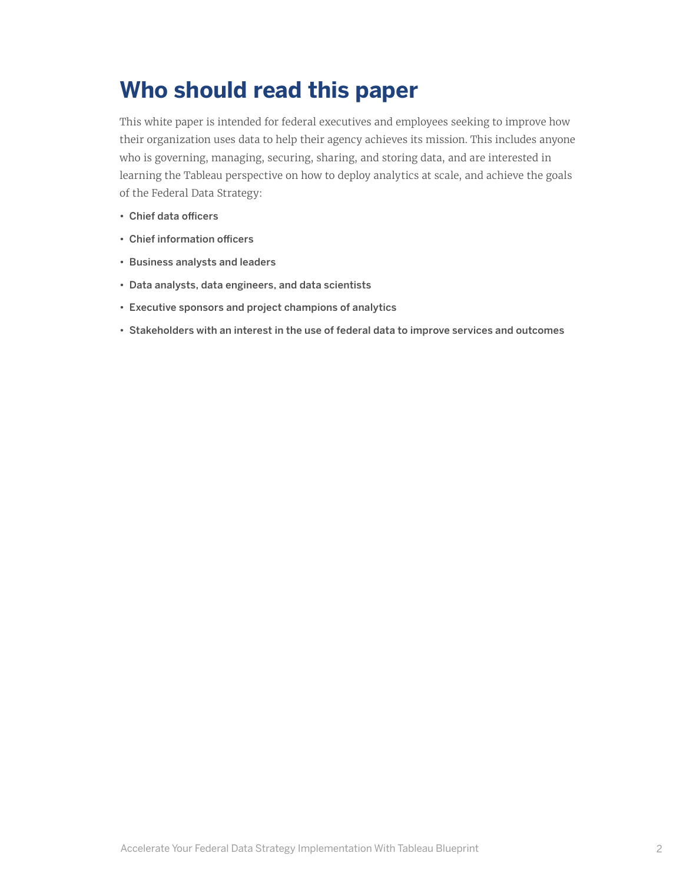# Who should read this paper

This white paper is intended for federal executives and employees seeking to improve how their organization uses data to help their agency achieves its mission. This includes anyone who is governing, managing, securing, sharing, and storing data, and are interested in learning the Tableau perspective on how to deploy analytics at scale, and achieve the goals of the Federal Data Strategy:

- Chief data officers
- Chief information officers
- Business analysts and leaders
- Data analysts, data engineers, and data scientists
- Executive sponsors and project champions of analytics
- Stakeholders with an interest in the use of federal data to improve services and outcomes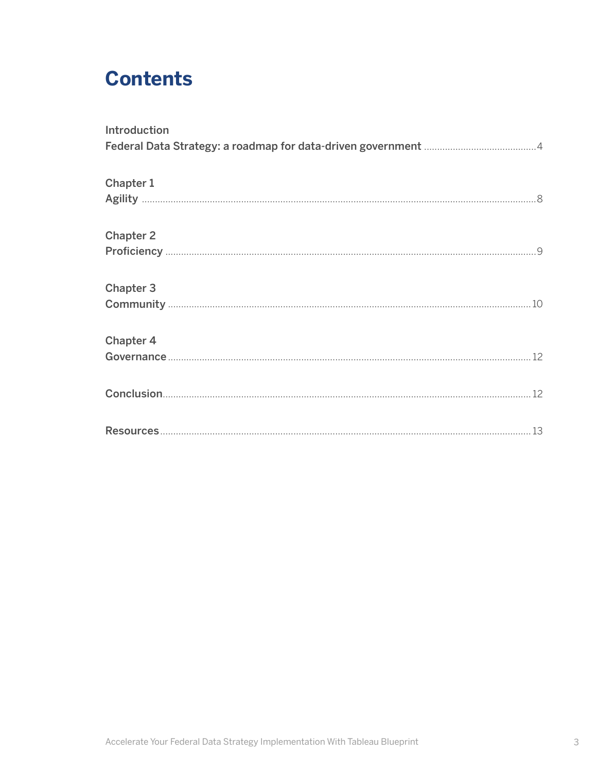# Contents

Introduction
Federal Data Strategy: a roadmap for data-driven government .......... 4

Chapter 1
Agility .......... 8

Chapter 2
Proficiency .......... 9

Chapter 3
Community .......... 10

Chapter 4
Governance .......... 12

Conclusion .......... 12

Resources .......... 13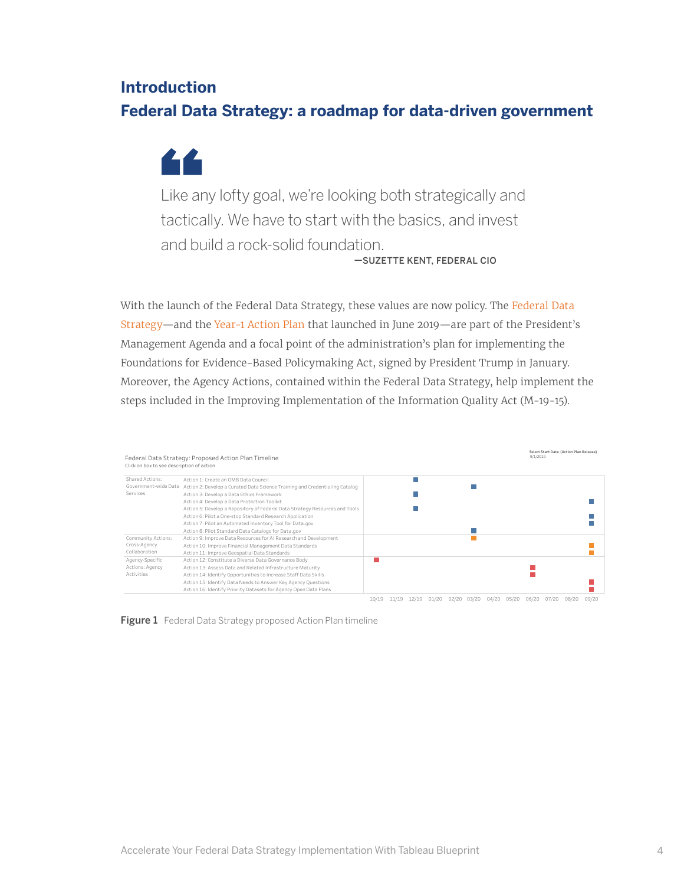# Introduction

## Federal Data Strategy: a roadmap for data-driven government

> Like any lofty goal, we're looking both strategically and tactically. We have to start with the basics, and invest and build a rock-solid foundation.
>
> —SUZETTE KENT, FEDERAL CIO

With the launch of the Federal Data Strategy, these values are now policy. The Federal Data Strategy—and the Year-1 Action Plan that launched in June 2019—are part of the President's Management Agenda and a focal point of the administration's plan for implementing the Foundations for Evidence-Based Policymaking Act, signed by President Trump in January. Moreover, the Agency Actions, contained within the Federal Data Strategy, help implement the steps included in the Improving Implementation of the Information Quality Act (M-19-15).

Federal Data Strategy: Proposed Action Plan Timeline
Click on box to see description of action

Select Start Date (Action Plan Release)
9/1/2019

| Category | Action | 10/19 | 11/19 | 12/19 | 01/20 | 02/20 | 03/20 | 04/20 | 05/20 | 06/20 | 07/20 | 08/20 | 09/20 |
|---|---|---|---|---|---|---|---|---|---|---|---|---|---|
| Shared Actions: Government-wide Data Services | Action 1: Create an OMB Data Council | | | ■ | | | | | | | | | |
| | Action 2: Develop a Curated Data Science Training and Credentialing Catalog | | | | | | ■ | | | | | | |
| | Action 3: Develop a Data Ethics Framework | | | ■ | | | | | | | | | |
| | Action 4: Develop a Data Protection Toolkit | | | | | | | | | | | | ■ |
| | Action 5: Develop a Repository of Federal Data Strategy Resources and Tools | | | ■ | | | | | | | | | |
| | Action 6: Pilot a One-stop Standard Research Application | | | | | | | | | | | | ■ |
| | Action 7: Pilot an Automated Inventory Tool for Data.gov | | | | | | | | | | | | ■ |
| | Action 8: Pilot Standard Data Catalogs for Data.gov | | | | | | ■ | | | | | | |
| Community Actions: Cross-Agency Collaboration | Action 9: Improve Data Resources for AI Research and Development | | | | | | ■ | | | | | | |
| | Action 10: Improve Financial Management Data Standards | | | | | | | | | | | | ■ |
| | Action 11: Improve Geospatial Data Standards | | | | | | | | | | | | ■ |
| Agency-Specific Actions: Agency Activities | Action 12: Constitute a Diverse Data Governance Body | ■ | | | | | | | | | | | |
| | Action 13: Assess Data and Related Infrastructure Maturity | | | | | | | | | ■ | | | |
| | Action 14: Identify Opportunities to Increase Staff Data Skills | | | | | | | | | ■ | | | |
| | Action 15: Identify Data Needs to Answer Key Agency Questions | | | | | | | | | | | | ■ |
| | Action 16: Identify Priority Datasets for Agency Open Data Plans | | | | | | | | | | | | ■ |

**Figure 1** Federal Data Strategy proposed Action Plan timeline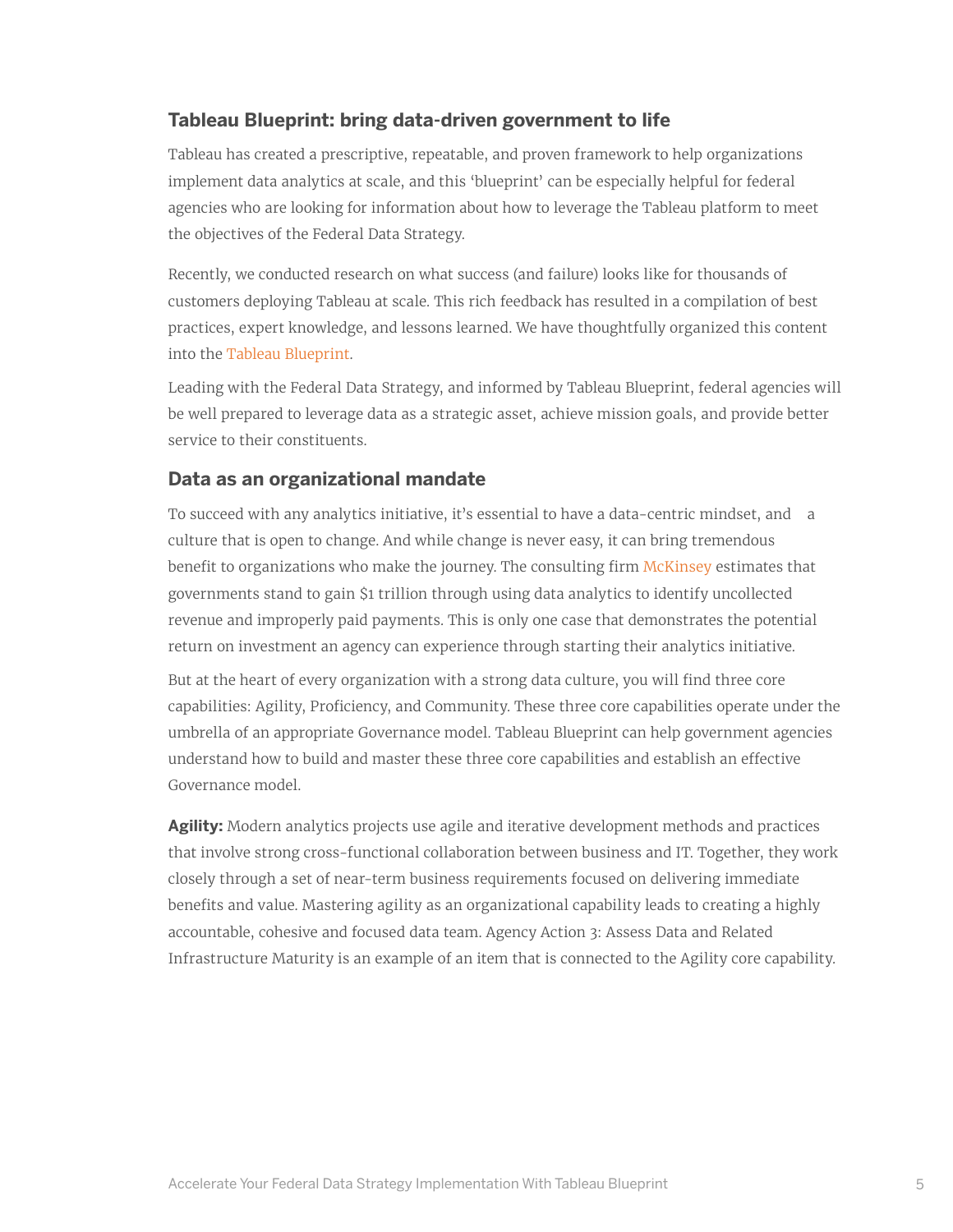## Tableau Blueprint: bring data-driven government to life

Tableau has created a prescriptive, repeatable, and proven framework to help organizations implement data analytics at scale, and this 'blueprint' can be especially helpful for federal agencies who are looking for information about how to leverage the Tableau platform to meet the objectives of the Federal Data Strategy.

Recently, we conducted research on what success (and failure) looks like for thousands of customers deploying Tableau at scale. This rich feedback has resulted in a compilation of best practices, expert knowledge, and lessons learned. We have thoughtfully organized this content into the Tableau Blueprint.

Leading with the Federal Data Strategy, and informed by Tableau Blueprint, federal agencies will be well prepared to leverage data as a strategic asset, achieve mission goals, and provide better service to their constituents.

## Data as an organizational mandate

To succeed with any analytics initiative, it's essential to have a data-centric mindset, and a culture that is open to change. And while change is never easy, it can bring tremendous benefit to organizations who make the journey. The consulting firm McKinsey estimates that governments stand to gain $1 trillion through using data analytics to identify uncollected revenue and improperly paid payments. This is only one case that demonstrates the potential return on investment an agency can experience through starting their analytics initiative.

But at the heart of every organization with a strong data culture, you will find three core capabilities: Agility, Proficiency, and Community. These three core capabilities operate under the umbrella of an appropriate Governance model. Tableau Blueprint can help government agencies understand how to build and master these three core capabilities and establish an effective Governance model.

**Agility:** Modern analytics projects use agile and iterative development methods and practices that involve strong cross-functional collaboration between business and IT. Together, they work closely through a set of near-term business requirements focused on delivering immediate benefits and value. Mastering agility as an organizational capability leads to creating a highly accountable, cohesive and focused data team. Agency Action 3: Assess Data and Related Infrastructure Maturity is an example of an item that is connected to the Agility core capability.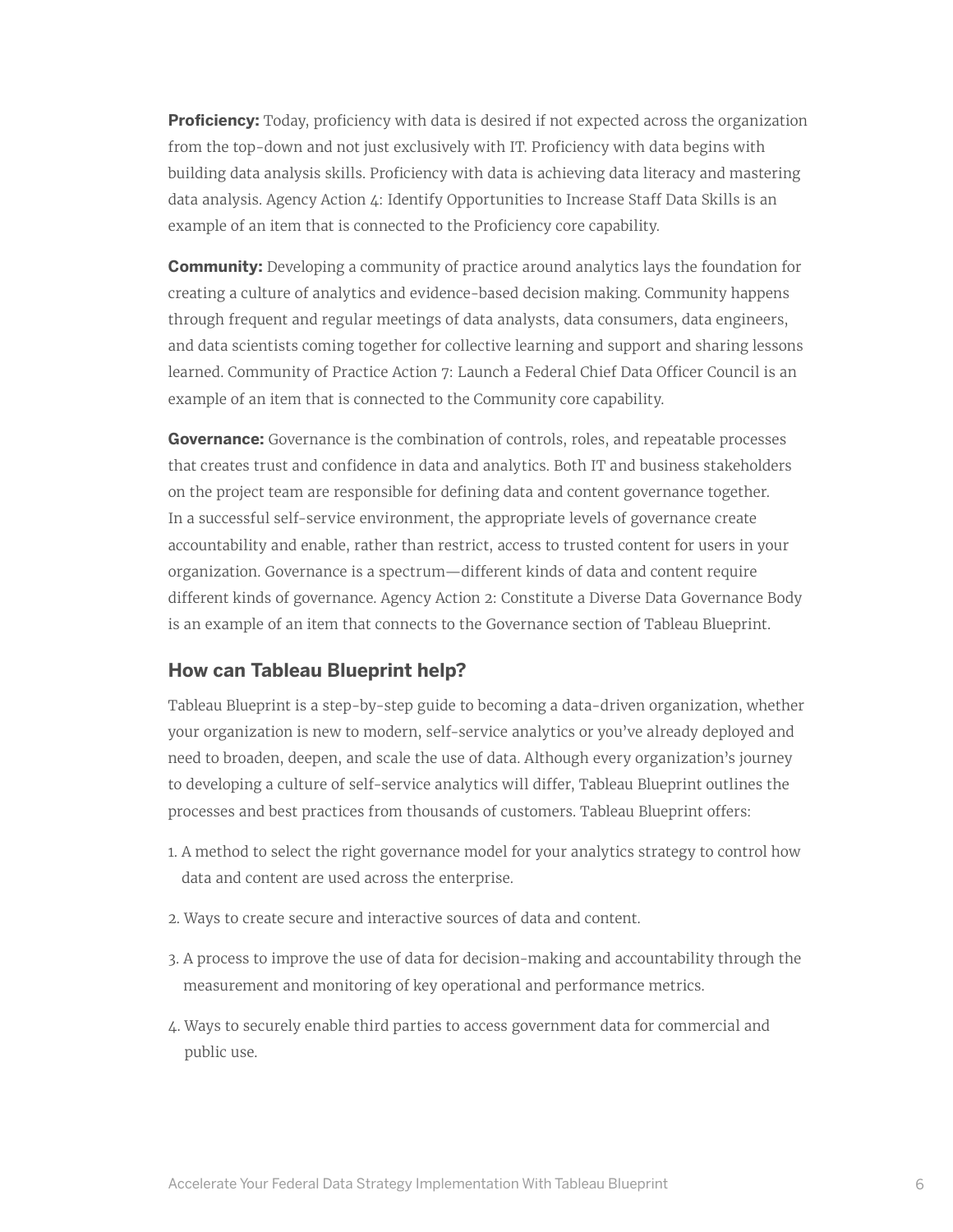**Proficiency:** Today, proficiency with data is desired if not expected across the organization from the top-down and not just exclusively with IT. Proficiency with data begins with building data analysis skills. Proficiency with data is achieving data literacy and mastering data analysis. Agency Action 4: Identify Opportunities to Increase Staff Data Skills is an example of an item that is connected to the Proficiency core capability.

**Community:** Developing a community of practice around analytics lays the foundation for creating a culture of analytics and evidence-based decision making. Community happens through frequent and regular meetings of data analysts, data consumers, data engineers, and data scientists coming together for collective learning and support and sharing lessons learned. Community of Practice Action 7: Launch a Federal Chief Data Officer Council is an example of an item that is connected to the Community core capability.

**Governance:** Governance is the combination of controls, roles, and repeatable processes that creates trust and confidence in data and analytics. Both IT and business stakeholders on the project team are responsible for defining data and content governance together. In a successful self-service environment, the appropriate levels of governance create accountability and enable, rather than restrict, access to trusted content for users in your organization. Governance is a spectrum—different kinds of data and content require different kinds of governance. Agency Action 2: Constitute a Diverse Data Governance Body is an example of an item that connects to the Governance section of Tableau Blueprint.

## How can Tableau Blueprint help?

Tableau Blueprint is a step-by-step guide to becoming a data-driven organization, whether your organization is new to modern, self-service analytics or you've already deployed and need to broaden, deepen, and scale the use of data. Although every organization's journey to developing a culture of self-service analytics will differ, Tableau Blueprint outlines the processes and best practices from thousands of customers. Tableau Blueprint offers:

1. A method to select the right governance model for your analytics strategy to control how data and content are used across the enterprise.
2. Ways to create secure and interactive sources of data and content.
3. A process to improve the use of data for decision-making and accountability through the measurement and monitoring of key operational and performance metrics.
4. Ways to securely enable third parties to access government data for commercial and public use.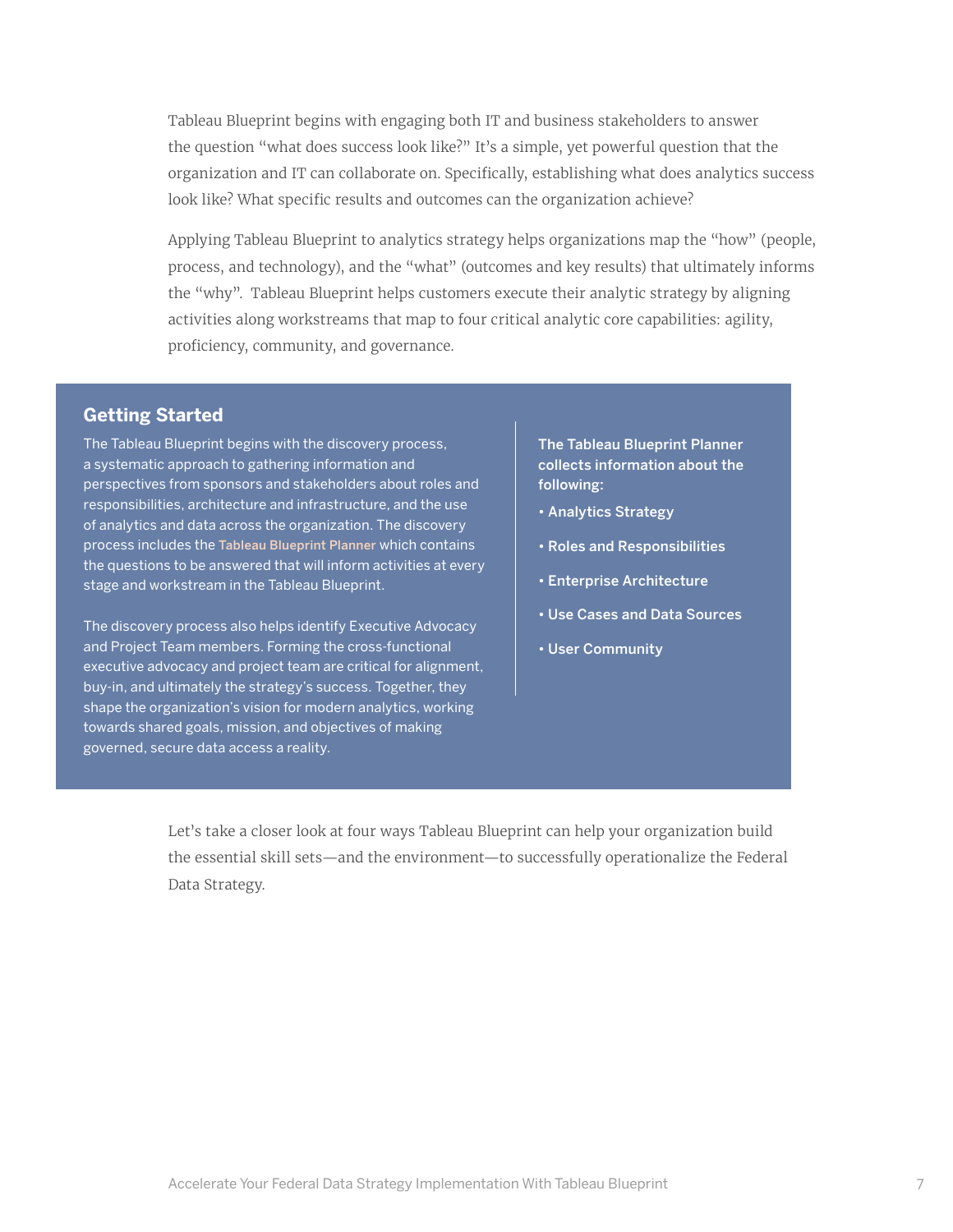Tableau Blueprint begins with engaging both IT and business stakeholders to answer the question "what does success look like?" It's a simple, yet powerful question that the organization and IT can collaborate on. Specifically, establishing what does analytics success look like? What specific results and outcomes can the organization achieve?

Applying Tableau Blueprint to analytics strategy helps organizations map the "how" (people, process, and technology), and the "what" (outcomes and key results) that ultimately informs the "why". Tableau Blueprint helps customers execute their analytic strategy by aligning activities along workstreams that map to four critical analytic core capabilities: agility, proficiency, community, and governance.

## Getting Started

The Tableau Blueprint begins with the discovery process, a systematic approach to gathering information and perspectives from sponsors and stakeholders about roles and responsibilities, architecture and infrastructure, and the use of analytics and data across the organization. The discovery process includes the Tableau Blueprint Planner which contains the questions to be answered that will inform activities at every stage and workstream in the Tableau Blueprint.

The discovery process also helps identify Executive Advocacy and Project Team members. Forming the cross-functional executive advocacy and project team are critical for alignment, buy-in, and ultimately the strategy's success. Together, they shape the organization's vision for modern analytics, working towards shared goals, mission, and objectives of making governed, secure data access a reality.

**The Tableau Blueprint Planner collects information about the following:**

- **Analytics Strategy**
- **Roles and Responsibilities**
- **Enterprise Architecture**
- **Use Cases and Data Sources**
- **User Community**

Let's take a closer look at four ways Tableau Blueprint can help your organization build the essential skill sets—and the environment—to successfully operationalize the Federal Data Strategy.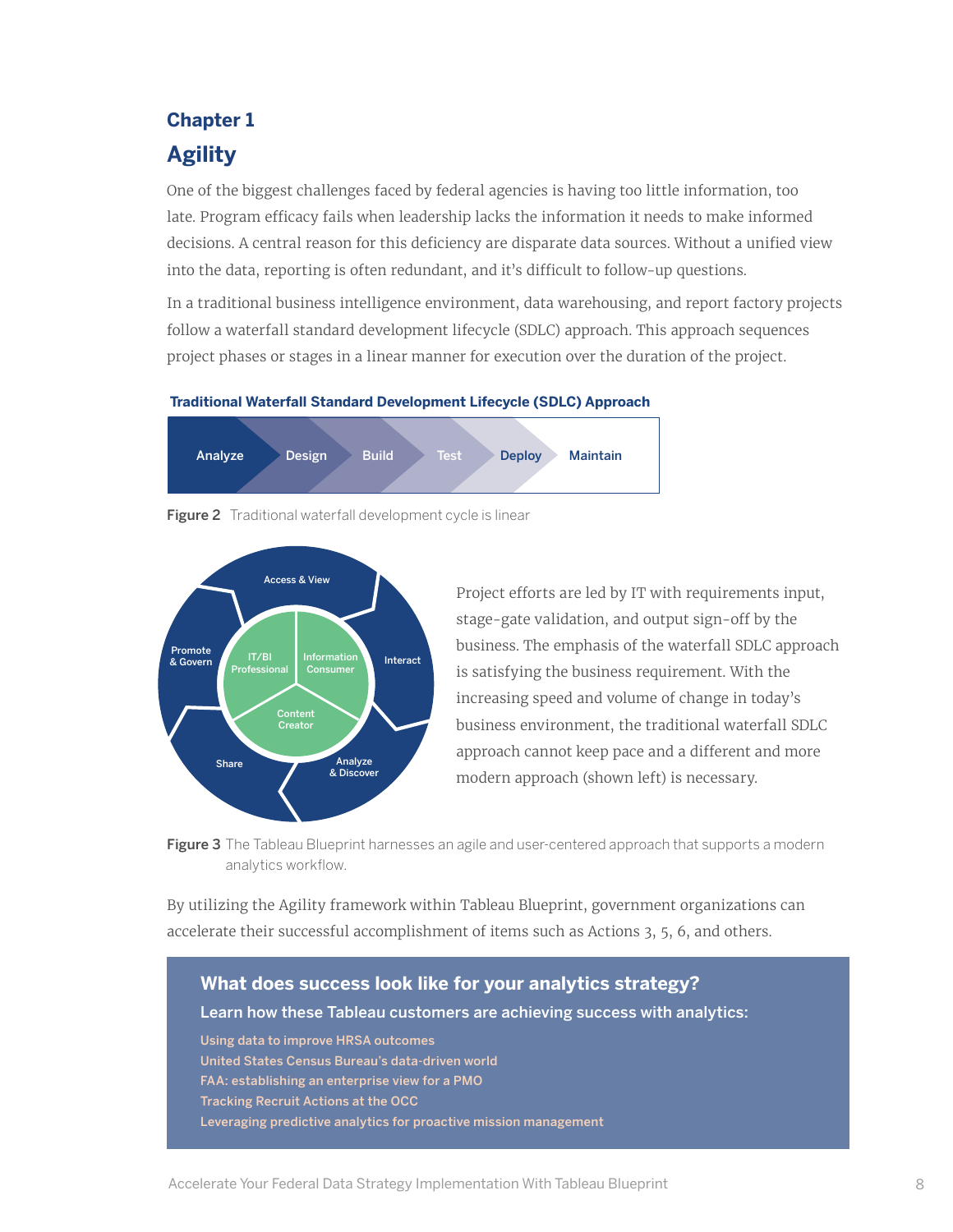## Chapter 1

# Agility

One of the biggest challenges faced by federal agencies is having too little information, too late. Program efficacy fails when leadership lacks the information it needs to make informed decisions. A central reason for this deficiency are disparate data sources. Without a unified view into the data, reporting is often redundant, and it's difficult to follow-up questions.

In a traditional business intelligence environment, data warehousing, and report factory projects follow a waterfall standard development lifecycle (SDLC) approach. This approach sequences project phases or stages in a linear manner for execution over the duration of the project.

**Traditional Waterfall Standard Development Lifecycle (SDLC) Approach**

Analyze → Design → Build → Test → Deploy → Maintain

**Figure 2** Traditional waterfall development cycle is linear

Access & View, Interact, Analyze & Discover, Share, Promote & Govern

IT/BI Professional, Information Consumer, Content Creator

Project efforts are led by IT with requirements input, stage-gate validation, and output sign-off by the business. The emphasis of the waterfall SDLC approach is satisfying the business requirement. With the increasing speed and volume of change in today's business environment, the traditional waterfall SDLC approach cannot keep pace and a different and more modern approach (shown left) is necessary.

**Figure 3** The Tableau Blueprint harnesses an agile and user-centered approach that supports a modern analytics workflow.

By utilizing the Agility framework within Tableau Blueprint, government organizations can accelerate their successful accomplishment of items such as Actions 3, 5, 6, and others.

### What does success look like for your analytics strategy?

**Learn how these Tableau customers are achieving success with analytics:**

- Using data to improve HRSA outcomes
- United States Census Bureau's data-driven world
- FAA: establishing an enterprise view for a PMO
- Tracking Recruit Actions at the OCC
- Leveraging predictive analytics for proactive mission management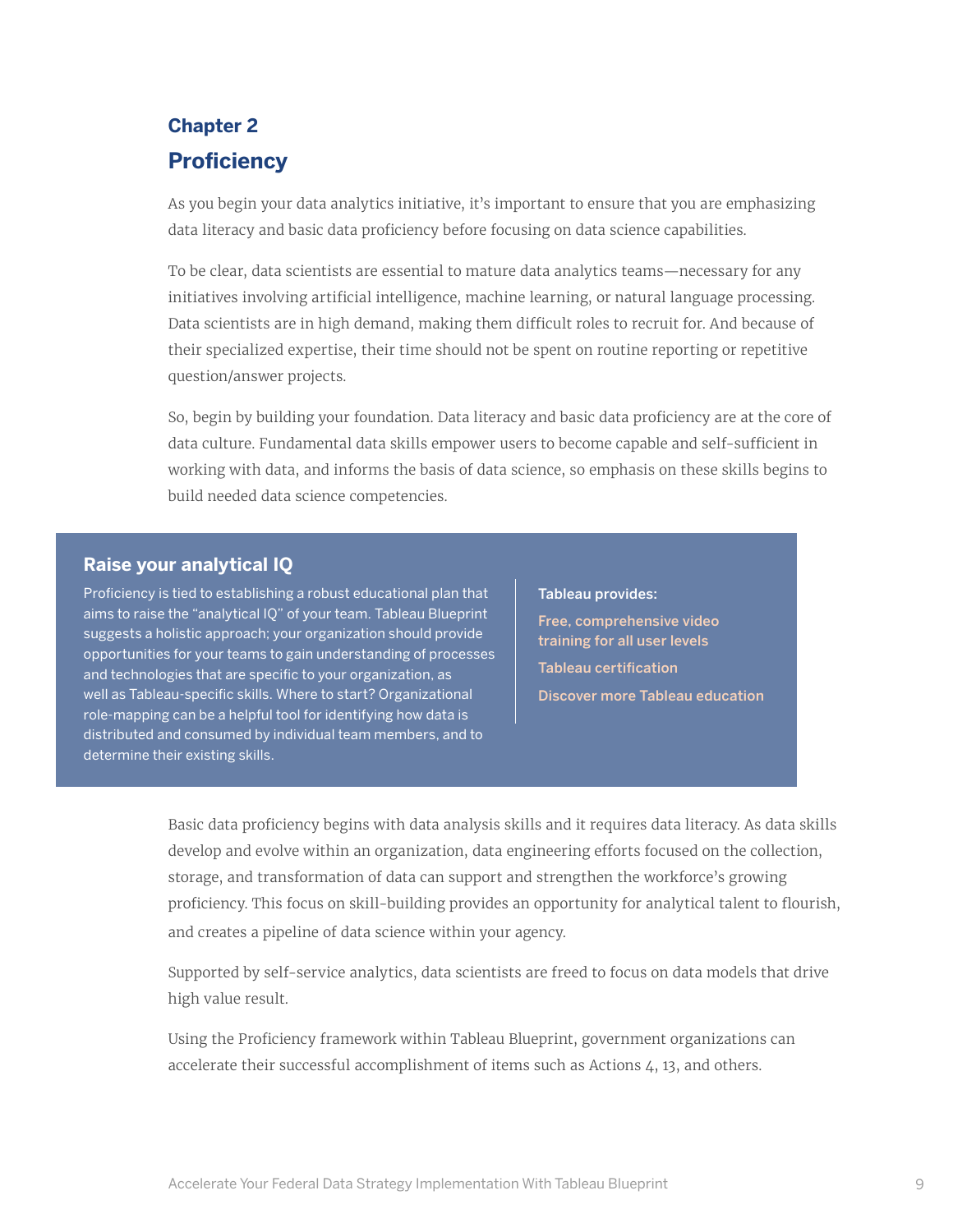## Chapter 2

# Proficiency

As you begin your data analytics initiative, it's important to ensure that you are emphasizing data literacy and basic data proficiency before focusing on data science capabilities.

To be clear, data scientists are essential to mature data analytics teams—necessary for any initiatives involving artificial intelligence, machine learning, or natural language processing. Data scientists are in high demand, making them difficult roles to recruit for. And because of their specialized expertise, their time should not be spent on routine reporting or repetitive question/answer projects.

So, begin by building your foundation. Data literacy and basic data proficiency are at the core of data culture. Fundamental data skills empower users to become capable and self-sufficient in working with data, and informs the basis of data science, so emphasis on these skills begins to build needed data science competencies.

### Raise your analytical IQ

Proficiency is tied to establishing a robust educational plan that aims to raise the "analytical IQ" of your team. Tableau Blueprint suggests a holistic approach; your organization should provide opportunities for your teams to gain understanding of processes and technologies that are specific to your organization, as well as Tableau-specific skills. Where to start? Organizational role-mapping can be a helpful tool for identifying how data is distributed and consumed by individual team members, and to determine their existing skills.

**Tableau provides:**

- Free, comprehensive video training for all user levels
- Tableau certification
- Discover more Tableau education

Basic data proficiency begins with data analysis skills and it requires data literacy. As data skills develop and evolve within an organization, data engineering efforts focused on the collection, storage, and transformation of data can support and strengthen the workforce's growing proficiency. This focus on skill-building provides an opportunity for analytical talent to flourish, and creates a pipeline of data science within your agency.

Supported by self-service analytics, data scientists are freed to focus on data models that drive high value result.

Using the Proficiency framework within Tableau Blueprint, government organizations can accelerate their successful accomplishment of items such as Actions 4, 13, and others.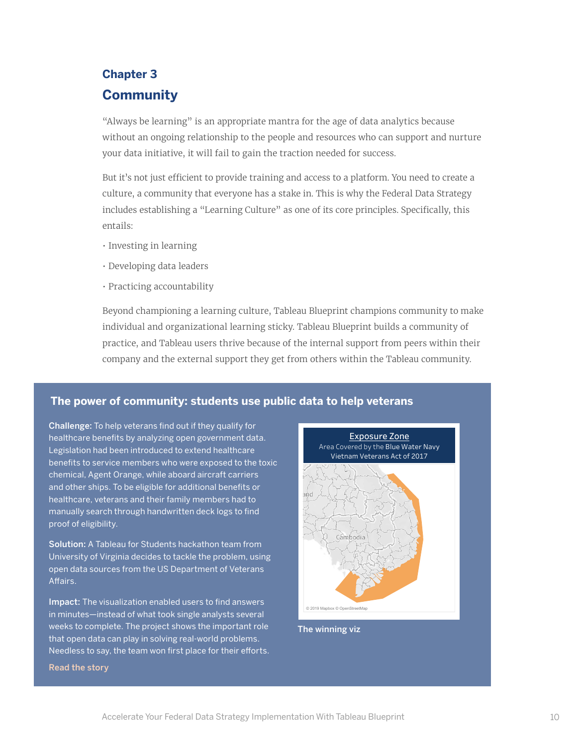# Chapter 3

## Community

"Always be learning" is an appropriate mantra for the age of data analytics because without an ongoing relationship to the people and resources who can support and nurture your data initiative, it will fail to gain the traction needed for success.

But it's not just efficient to provide training and access to a platform. You need to create a culture, a community that everyone has a stake in. This is why the Federal Data Strategy includes establishing a "Learning Culture" as one of its core principles. Specifically, this entails:

- Investing in learning
- Developing data leaders
- Practicing accountability

Beyond championing a learning culture, Tableau Blueprint champions community to make individual and organizational learning sticky. Tableau Blueprint builds a community of practice, and Tableau users thrive because of the internal support from peers within their company and the external support they get from others within the Tableau community.

### The power of community: students use public data to help veterans

**Challenge:** To help veterans find out if they qualify for healthcare benefits by analyzing open government data. Legislation had been introduced to extend healthcare benefits to service members who were exposed to the toxic chemical, Agent Orange, while aboard aircraft carriers and other ships. To be eligible for additional benefits or healthcare, veterans and their family members had to manually search through handwritten deck logs to find proof of eligibility.

**Solution:** A Tableau for Students hackathon team from University of Virginia decides to tackle the problem, using open data sources from the US Department of Veterans Affairs.

**Impact:** The visualization enabled users to find answers in minutes—instead of what took single analysts several weeks to complete. The project shows the important role that open data can play in solving real-world problems. Needless to say, the team won first place for their efforts.

Read the story

Exposure Zone

Area Covered by the Blue Water Navy Vietnam Veterans Act of 2017

© 2019 Mapbox © OpenStreetMap

The winning viz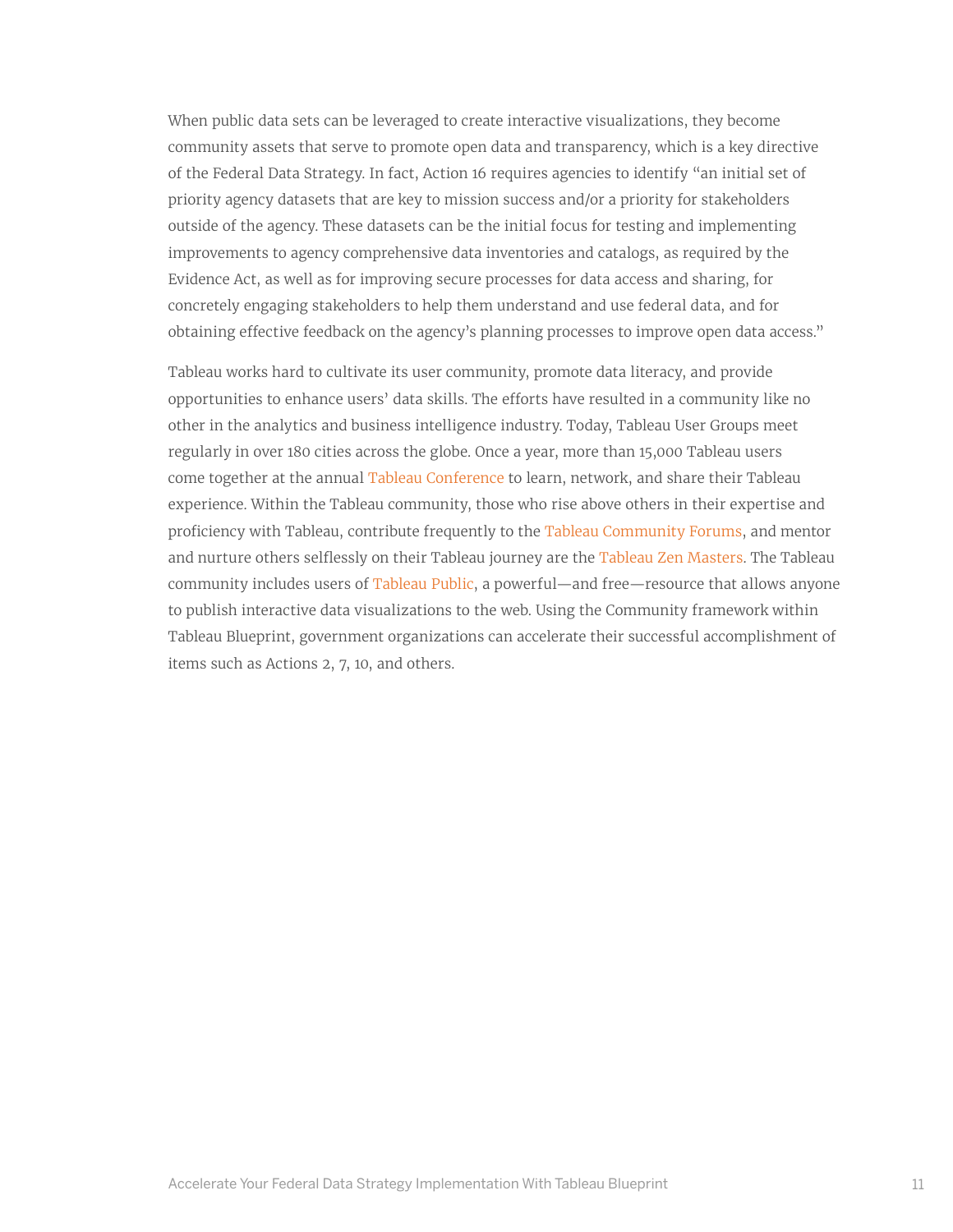When public data sets can be leveraged to create interactive visualizations, they become community assets that serve to promote open data and transparency, which is a key directive of the Federal Data Strategy. In fact, Action 16 requires agencies to identify "an initial set of priority agency datasets that are key to mission success and/or a priority for stakeholders outside of the agency. These datasets can be the initial focus for testing and implementing improvements to agency comprehensive data inventories and catalogs, as required by the Evidence Act, as well as for improving secure processes for data access and sharing, for concretely engaging stakeholders to help them understand and use federal data, and for obtaining effective feedback on the agency's planning processes to improve open data access."

Tableau works hard to cultivate its user community, promote data literacy, and provide opportunities to enhance users' data skills. The efforts have resulted in a community like no other in the analytics and business intelligence industry. Today, Tableau User Groups meet regularly in over 180 cities across the globe. Once a year, more than 15,000 Tableau users come together at the annual Tableau Conference to learn, network, and share their Tableau experience. Within the Tableau community, those who rise above others in their expertise and proficiency with Tableau, contribute frequently to the Tableau Community Forums, and mentor and nurture others selflessly on their Tableau journey are the Tableau Zen Masters. The Tableau community includes users of Tableau Public, a powerful—and free—resource that allows anyone to publish interactive data visualizations to the web. Using the Community framework within Tableau Blueprint, government organizations can accelerate their successful accomplishment of items such as Actions 2, 7, 10, and others.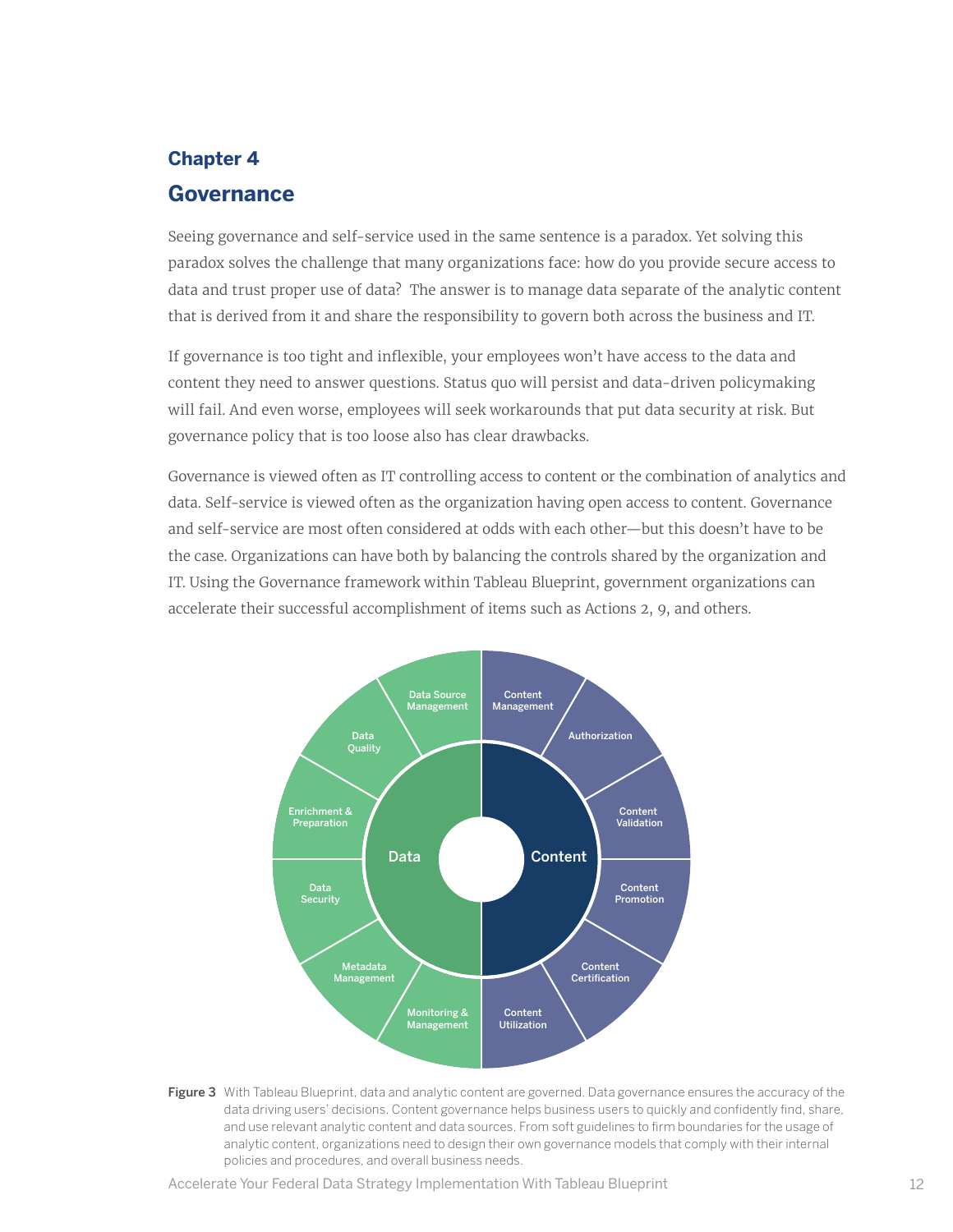## Chapter 4

## Governance

Seeing governance and self-service used in the same sentence is a paradox. Yet solving this paradox solves the challenge that many organizations face: how do you provide secure access to data and trust proper use of data? The answer is to manage data separate of the analytic content that is derived from it and share the responsibility to govern both across the business and IT.

If governance is too tight and inflexible, your employees won't have access to the data and content they need to answer questions. Status quo will persist and data-driven policymaking will fail. And even worse, employees will seek workarounds that put data security at risk. But governance policy that is too loose also has clear drawbacks.

Governance is viewed often as IT controlling access to content or the combination of analytics and data. Self-service is viewed often as the organization having open access to content. Governance and self-service are most often considered at odds with each other—but this doesn't have to be the case. Organizations can have both by balancing the controls shared by the organization and IT. Using the Governance framework within Tableau Blueprint, government organizations can accelerate their successful accomplishment of items such as Actions 2, 9, and others.

Data: Data Source Management, Data Quality, Enrichment & Preparation, Data Security, Metadata Management, Monitoring & Management

Content: Content Management, Authorization, Content Validation, Content Promotion, Content Certification, Content Utilization

**Figure 3** With Tableau Blueprint, data and analytic content are governed. Data governance ensures the accuracy of the data driving users' decisions. Content governance helps business users to quickly and confidently find, share, and use relevant analytic content and data sources. From soft guidelines to firm boundaries for the usage of analytic content, organizations need to design their own governance models that comply with their internal policies and procedures, and overall business needs.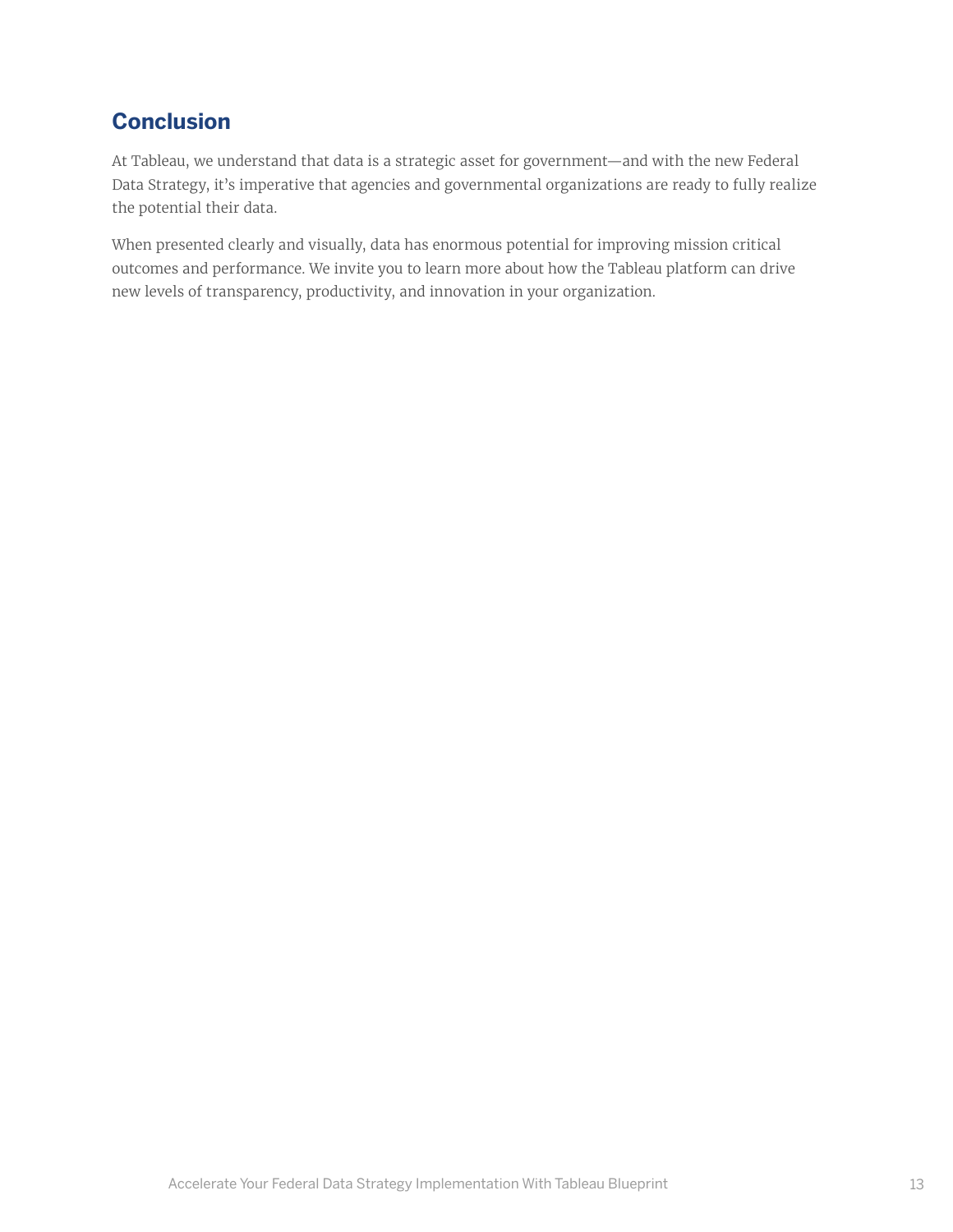## Conclusion

At Tableau, we understand that data is a strategic asset for government—and with the new Federal Data Strategy, it's imperative that agencies and governmental organizations are ready to fully realize the potential their data.

When presented clearly and visually, data has enormous potential for improving mission critical outcomes and performance. We invite you to learn more about how the Tableau platform can drive new levels of transparency, productivity, and innovation in your organization.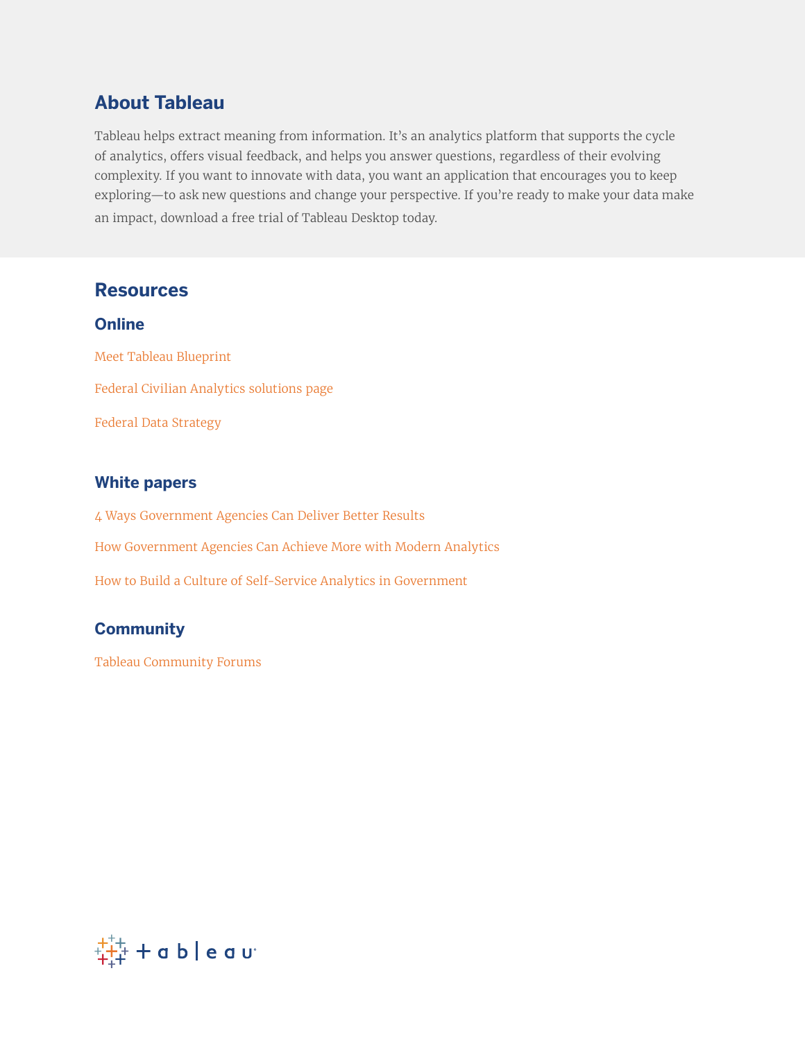## About Tableau

Tableau helps extract meaning from information. It's an analytics platform that supports the cycle of analytics, offers visual feedback, and helps you answer questions, regardless of their evolving complexity. If you want to innovate with data, you want an application that encourages you to keep exploring—to ask new questions and change your perspective. If you're ready to make your data make an impact, download a free trial of Tableau Desktop today.

## Resources

### Online

Meet Tableau Blueprint

Federal Civilian Analytics solutions page

Federal Data Strategy

### White papers

4 Ways Government Agencies Can Deliver Better Results

How Government Agencies Can Achieve More with Modern Analytics

How to Build a Culture of Self-Service Analytics in Government

### Community

Tableau Community Forums